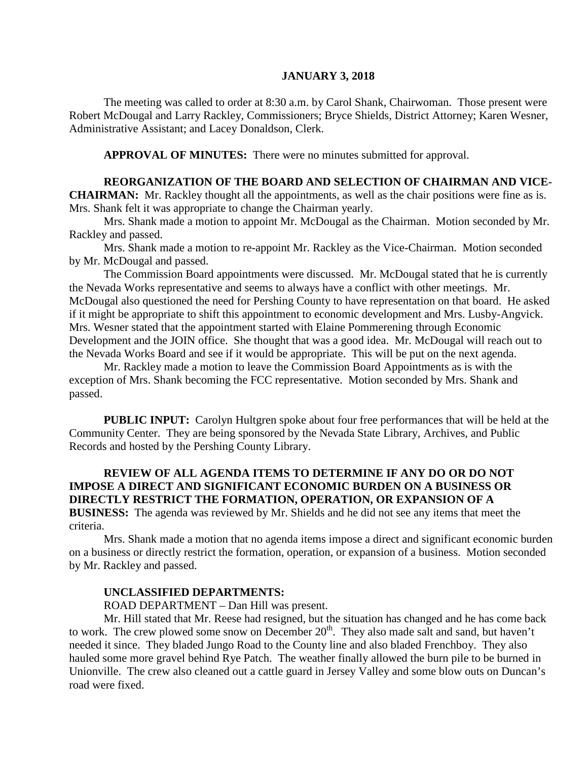**JANUARY 3, 2018**

The meeting was called to order at 8:30 a.m. by Carol Shank, Chairwoman. Those present were Robert McDougal and Larry Rackley, Commissioners; Bryce Shields, District Attorney; Karen Wesner, Administrative Assistant; and Lacey Donaldson, Clerk.

**APPROVAL OF MINUTES:** There were no minutes submitted for approval.

**REORGANIZATION OF THE BOARD AND SELECTION OF CHAIRMAN AND VICE-CHAIRMAN:** Mr. Rackley thought all the appointments, as well as the chair positions were fine as is. Mrs. Shank felt it was appropriate to change the Chairman yearly.

Mrs. Shank made a motion to appoint Mr. McDougal as the Chairman. Motion seconded by Mr. Rackley and passed.

Mrs. Shank made a motion to re-appoint Mr. Rackley as the Vice-Chairman. Motion seconded by Mr. McDougal and passed.

The Commission Board appointments were discussed. Mr. McDougal stated that he is currently the Nevada Works representative and seems to always have a conflict with other meetings. Mr. McDougal also questioned the need for Pershing County to have representation on that board. He asked if it might be appropriate to shift this appointment to economic development and Mrs. Lusby-Angvick. Mrs. Wesner stated that the appointment started with Elaine Pommerening through Economic Development and the JOIN office. She thought that was a good idea. Mr. McDougal will reach out to the Nevada Works Board and see if it would be appropriate. This will be put on the next agenda.

Mr. Rackley made a motion to leave the Commission Board Appointments as is with the exception of Mrs. Shank becoming the FCC representative. Motion seconded by Mrs. Shank and passed.

**PUBLIC INPUT:** Carolyn Hultgren spoke about four free performances that will be held at the Community Center. They are being sponsored by the Nevada State Library, Archives, and Public Records and hosted by the Pershing County Library.

**REVIEW OF ALL AGENDA ITEMS TO DETERMINE IF ANY DO OR DO NOT IMPOSE A DIRECT AND SIGNIFICANT ECONOMIC BURDEN ON A BUSINESS OR DIRECTLY RESTRICT THE FORMATION, OPERATION, OR EXPANSION OF A BUSINESS:** The agenda was reviewed by Mr. Shields and he did not see any items that meet the criteria.

Mrs. Shank made a motion that no agenda items impose a direct and significant economic burden on a business or directly restrict the formation, operation, or expansion of a business. Motion seconded by Mr. Rackley and passed.

**UNCLASSIFIED DEPARTMENTS:**

ROAD DEPARTMENT – Dan Hill was present.

Mr. Hill stated that Mr. Reese had resigned, but the situation has changed and he has come back to work. The crew plowed some snow on December 20th. They also made salt and sand, but haven't needed it since. They bladed Jungo Road to the County line and also bladed Frenchboy. They also hauled some more gravel behind Rye Patch. The weather finally allowed the burn pile to be burned in Unionville. The crew also cleaned out a cattle guard in Jersey Valley and some blow outs on Duncan's road were fixed.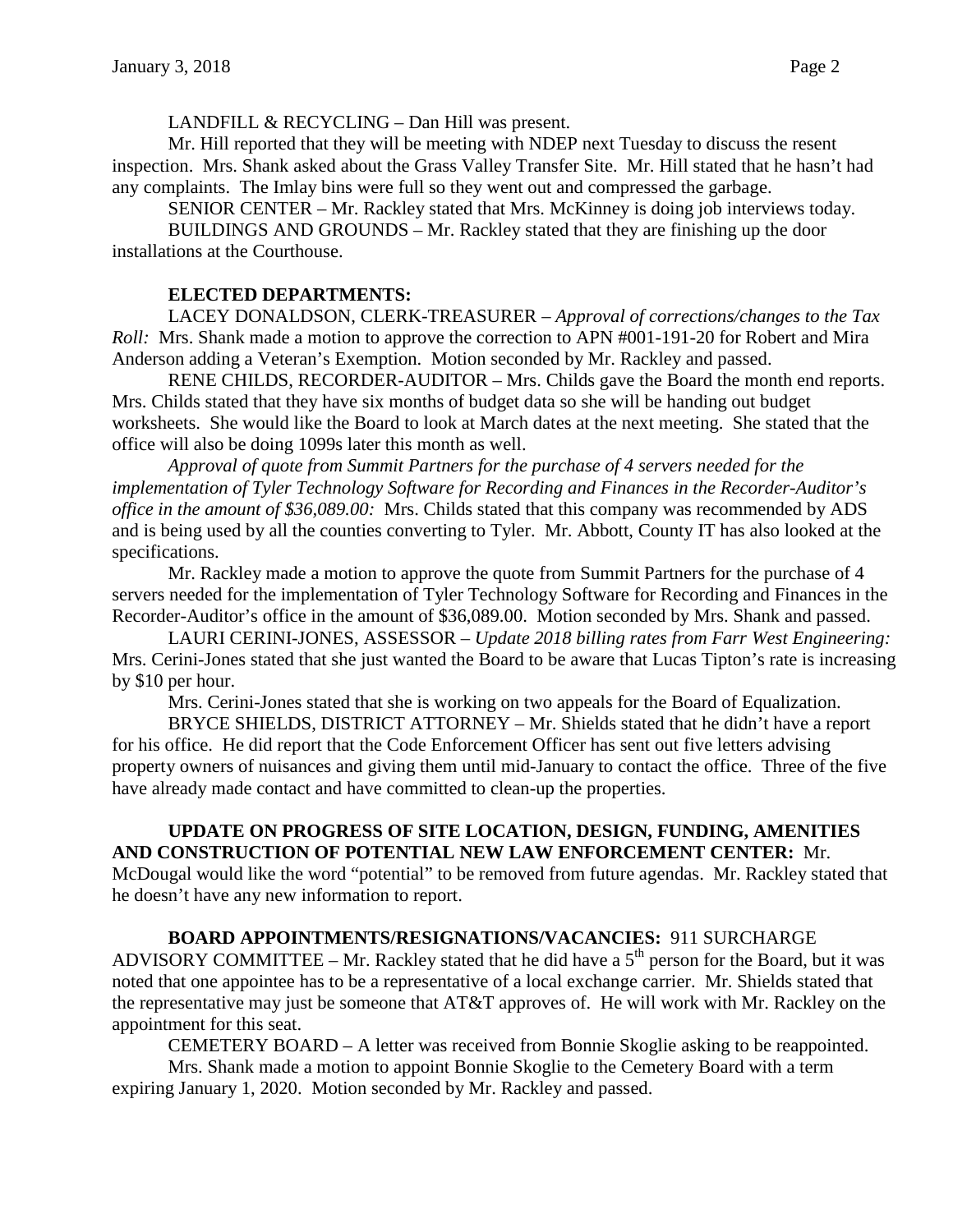LANDFILL & RECYCLING – Dan Hill was present.

Mr. Hill reported that they will be meeting with NDEP next Tuesday to discuss the resent inspection. Mrs. Shank asked about the Grass Valley Transfer Site. Mr. Hill stated that he hasn't had any complaints. The Imlay bins were full so they went out and compressed the garbage.

SENIOR CENTER – Mr. Rackley stated that Mrs. McKinney is doing job interviews today.

BUILDINGS AND GROUNDS – Mr. Rackley stated that they are finishing up the door installations at the Courthouse.

**ELECTED DEPARTMENTS:**

LACEY DONALDSON, CLERK-TREASURER – *Approval of corrections/changes to the Tax Roll:* Mrs. Shank made a motion to approve the correction to APN #001-191-20 for Robert and Mira Anderson adding a Veteran's Exemption. Motion seconded by Mr. Rackley and passed.

RENE CHILDS, RECORDER-AUDITOR – Mrs. Childs gave the Board the month end reports. Mrs. Childs stated that they have six months of budget data so she will be handing out budget worksheets. She would like the Board to look at March dates at the next meeting. She stated that the office will also be doing 1099s later this month as well.

*Approval of quote from Summit Partners for the purchase of 4 servers needed for the implementation of Tyler Technology Software for Recording and Finances in the Recorder-Auditor's office in the amount of $36,089.00:* Mrs. Childs stated that this company was recommended by ADS and is being used by all the counties converting to Tyler. Mr. Abbott, County IT has also looked at the specifications.

Mr. Rackley made a motion to approve the quote from Summit Partners for the purchase of 4 servers needed for the implementation of Tyler Technology Software for Recording and Finances in the Recorder-Auditor's office in the amount of $36,089.00. Motion seconded by Mrs. Shank and passed.

LAURI CERINI-JONES, ASSESSOR – *Update 2018 billing rates from Farr West Engineering:* Mrs. Cerini-Jones stated that she just wanted the Board to be aware that Lucas Tipton's rate is increasing by $10 per hour.

Mrs. Cerini-Jones stated that she is working on two appeals for the Board of Equalization.

BRYCE SHIELDS, DISTRICT ATTORNEY – Mr. Shields stated that he didn't have a report for his office. He did report that the Code Enforcement Officer has sent out five letters advising property owners of nuisances and giving them until mid-January to contact the office. Three of the five have already made contact and have committed to clean-up the properties.

**UPDATE ON PROGRESS OF SITE LOCATION, DESIGN, FUNDING, AMENITIES AND CONSTRUCTION OF POTENTIAL NEW LAW ENFORCEMENT CENTER:** Mr. McDougal would like the word "potential" to be removed from future agendas. Mr. Rackley stated that he doesn't have any new information to report.

**BOARD APPOINTMENTS/RESIGNATIONS/VACANCIES:** 911 SURCHARGE ADVISORY COMMITTEE – Mr. Rackley stated that he did have a 5th person for the Board, but it was noted that one appointee has to be a representative of a local exchange carrier. Mr. Shields stated that the representative may just be someone that AT&T approves of. He will work with Mr. Rackley on the appointment for this seat.

CEMETERY BOARD – A letter was received from Bonnie Skoglie asking to be reappointed.

Mrs. Shank made a motion to appoint Bonnie Skoglie to the Cemetery Board with a term expiring January 1, 2020. Motion seconded by Mr. Rackley and passed.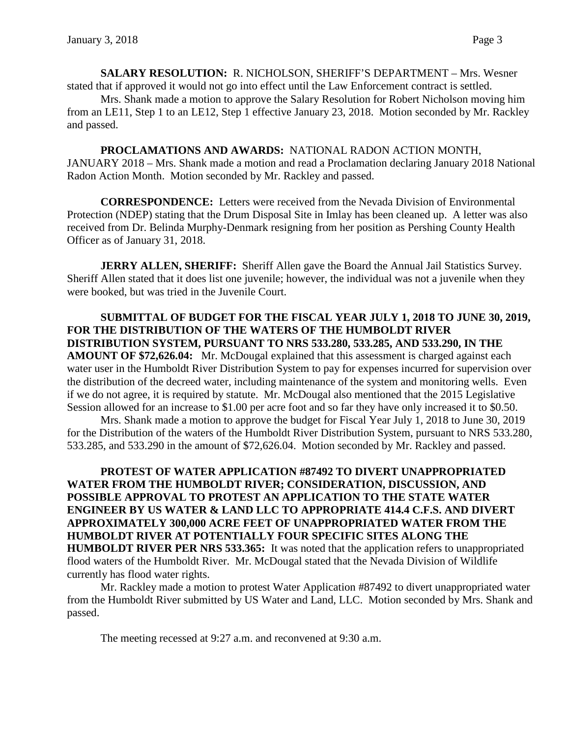**SALARY RESOLUTION:** R. NICHOLSON, SHERIFF'S DEPARTMENT – Mrs. Wesner stated that if approved it would not go into effect until the Law Enforcement contract is settled.

Mrs. Shank made a motion to approve the Salary Resolution for Robert Nicholson moving him from an LE11, Step 1 to an LE12, Step 1 effective January 23, 2018. Motion seconded by Mr. Rackley and passed.

**PROCLAMATIONS AND AWARDS:** NATIONAL RADON ACTION MONTH, JANUARY 2018 – Mrs. Shank made a motion and read a Proclamation declaring January 2018 National Radon Action Month. Motion seconded by Mr. Rackley and passed.

**CORRESPONDENCE:** Letters were received from the Nevada Division of Environmental Protection (NDEP) stating that the Drum Disposal Site in Imlay has been cleaned up. A letter was also received from Dr. Belinda Murphy-Denmark resigning from her position as Pershing County Health Officer as of January 31, 2018.

**JERRY ALLEN, SHERIFF:** Sheriff Allen gave the Board the Annual Jail Statistics Survey. Sheriff Allen stated that it does list one juvenile; however, the individual was not a juvenile when they were booked, but was tried in the Juvenile Court.

**SUBMITTAL OF BUDGET FOR THE FISCAL YEAR JULY 1, 2018 TO JUNE 30, 2019, FOR THE DISTRIBUTION OF THE WATERS OF THE HUMBOLDT RIVER DISTRIBUTION SYSTEM, PURSUANT TO NRS 533.280, 533.285, AND 533.290, IN THE AMOUNT OF $72,626.04:** Mr. McDougal explained that this assessment is charged against each water user in the Humboldt River Distribution System to pay for expenses incurred for supervision over the distribution of the decreed water, including maintenance of the system and monitoring wells. Even if we do not agree, it is required by statute. Mr. McDougal also mentioned that the 2015 Legislative Session allowed for an increase to $1.00 per acre foot and so far they have only increased it to $0.50.

Mrs. Shank made a motion to approve the budget for Fiscal Year July 1, 2018 to June 30, 2019 for the Distribution of the waters of the Humboldt River Distribution System, pursuant to NRS 533.280, 533.285, and 533.290 in the amount of $72,626.04. Motion seconded by Mr. Rackley and passed.

**PROTEST OF WATER APPLICATION #87492 TO DIVERT UNAPPROPRIATED WATER FROM THE HUMBOLDT RIVER; CONSIDERATION, DISCUSSION, AND POSSIBLE APPROVAL TO PROTEST AN APPLICATION TO THE STATE WATER ENGINEER BY US WATER & LAND LLC TO APPROPRIATE 414.4 C.F.S. AND DIVERT APPROXIMATELY 300,000 ACRE FEET OF UNAPPROPRIATED WATER FROM THE HUMBOLDT RIVER AT POTENTIALLY FOUR SPECIFIC SITES ALONG THE HUMBOLDT RIVER PER NRS 533.365:** It was noted that the application refers to unappropriated flood waters of the Humboldt River. Mr. McDougal stated that the Nevada Division of Wildlife currently has flood water rights.

Mr. Rackley made a motion to protest Water Application #87492 to divert unappropriated water from the Humboldt River submitted by US Water and Land, LLC. Motion seconded by Mrs. Shank and passed.

The meeting recessed at 9:27 a.m. and reconvened at 9:30 a.m.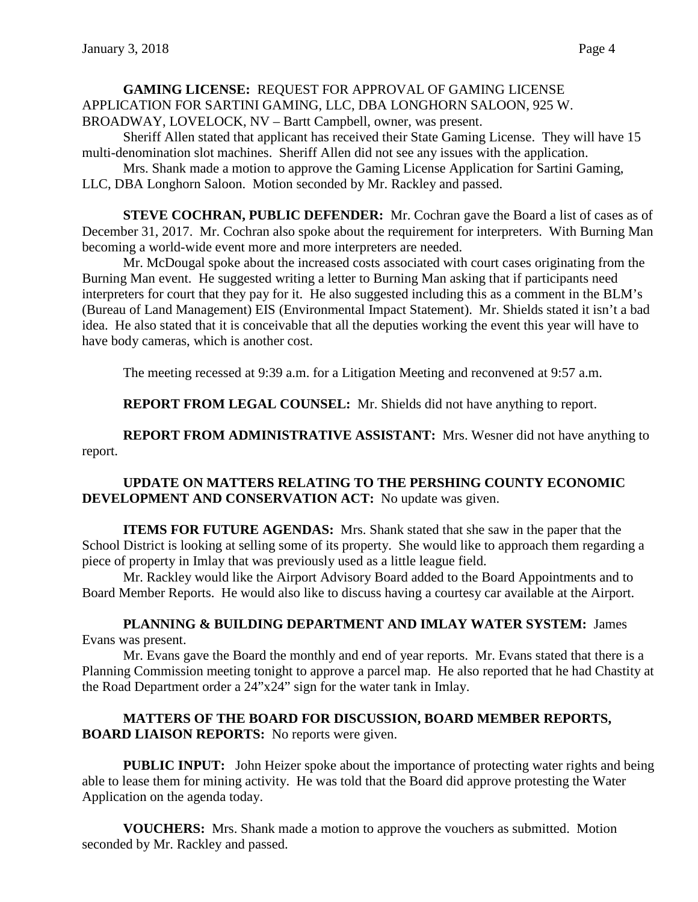**GAMING LICENSE:** REQUEST FOR APPROVAL OF GAMING LICENSE APPLICATION FOR SARTINI GAMING, LLC, DBA LONGHORN SALOON, 925 W. BROADWAY, LOVELOCK, NV – Bartt Campbell, owner, was present.

Sheriff Allen stated that applicant has received their State Gaming License. They will have 15 multi-denomination slot machines. Sheriff Allen did not see any issues with the application.

Mrs. Shank made a motion to approve the Gaming License Application for Sartini Gaming, LLC, DBA Longhorn Saloon. Motion seconded by Mr. Rackley and passed.

**STEVE COCHRAN, PUBLIC DEFENDER:** Mr. Cochran gave the Board a list of cases as of December 31, 2017. Mr. Cochran also spoke about the requirement for interpreters. With Burning Man becoming a world-wide event more and more interpreters are needed.

Mr. McDougal spoke about the increased costs associated with court cases originating from the Burning Man event. He suggested writing a letter to Burning Man asking that if participants need interpreters for court that they pay for it. He also suggested including this as a comment in the BLM's (Bureau of Land Management) EIS (Environmental Impact Statement). Mr. Shields stated it isn't a bad idea. He also stated that it is conceivable that all the deputies working the event this year will have to have body cameras, which is another cost.

The meeting recessed at 9:39 a.m. for a Litigation Meeting and reconvened at 9:57 a.m.

**REPORT FROM LEGAL COUNSEL:** Mr. Shields did not have anything to report.

**REPORT FROM ADMINISTRATIVE ASSISTANT:** Mrs. Wesner did not have anything to report.

**UPDATE ON MATTERS RELATING TO THE PERSHING COUNTY ECONOMIC DEVELOPMENT AND CONSERVATION ACT:** No update was given.

**ITEMS FOR FUTURE AGENDAS:** Mrs. Shank stated that she saw in the paper that the School District is looking at selling some of its property. She would like to approach them regarding a piece of property in Imlay that was previously used as a little league field.

Mr. Rackley would like the Airport Advisory Board added to the Board Appointments and to Board Member Reports. He would also like to discuss having a courtesy car available at the Airport.

**PLANNING & BUILDING DEPARTMENT AND IMLAY WATER SYSTEM:** James Evans was present.

Mr. Evans gave the Board the monthly and end of year reports. Mr. Evans stated that there is a Planning Commission meeting tonight to approve a parcel map. He also reported that he had Chastity at the Road Department order a 24"x24" sign for the water tank in Imlay.

**MATTERS OF THE BOARD FOR DISCUSSION, BOARD MEMBER REPORTS, BOARD LIAISON REPORTS:** No reports were given.

**PUBLIC INPUT:** John Heizer spoke about the importance of protecting water rights and being able to lease them for mining activity. He was told that the Board did approve protesting the Water Application on the agenda today.

**VOUCHERS:** Mrs. Shank made a motion to approve the vouchers as submitted. Motion seconded by Mr. Rackley and passed.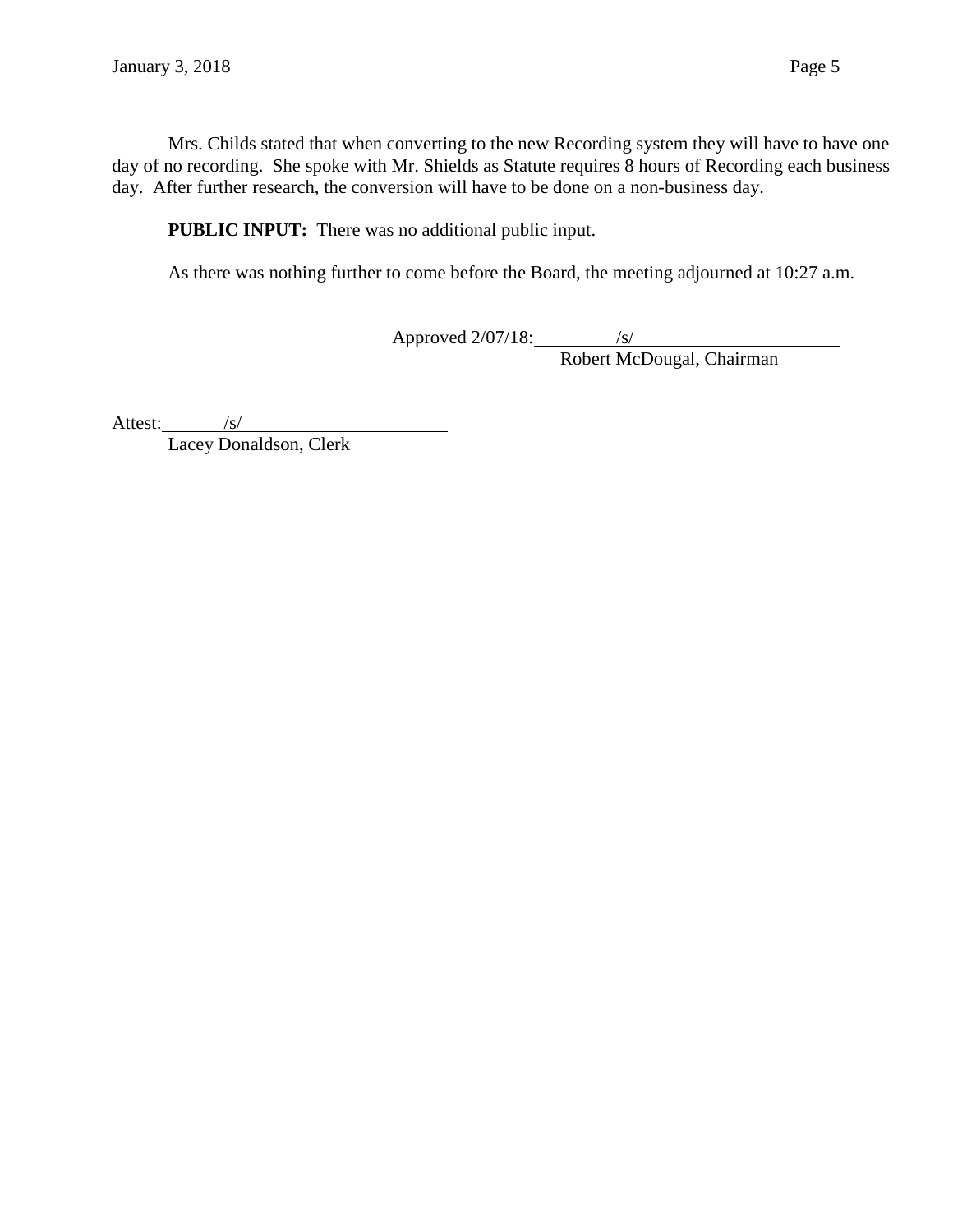Mrs. Childs stated that when converting to the new Recording system they will have to have one day of no recording. She spoke with Mr. Shields as Statute requires 8 hours of Recording each business day. After further research, the conversion will have to be done on a non-business day.

**PUBLIC INPUT:** There was no additional public input.

As there was nothing further to come before the Board, the meeting adjourned at 10:27 a.m.

Approved 2/07/18: /s/
Robert McDougal, Chairman

Attest: /s/
Lacey Donaldson, Clerk